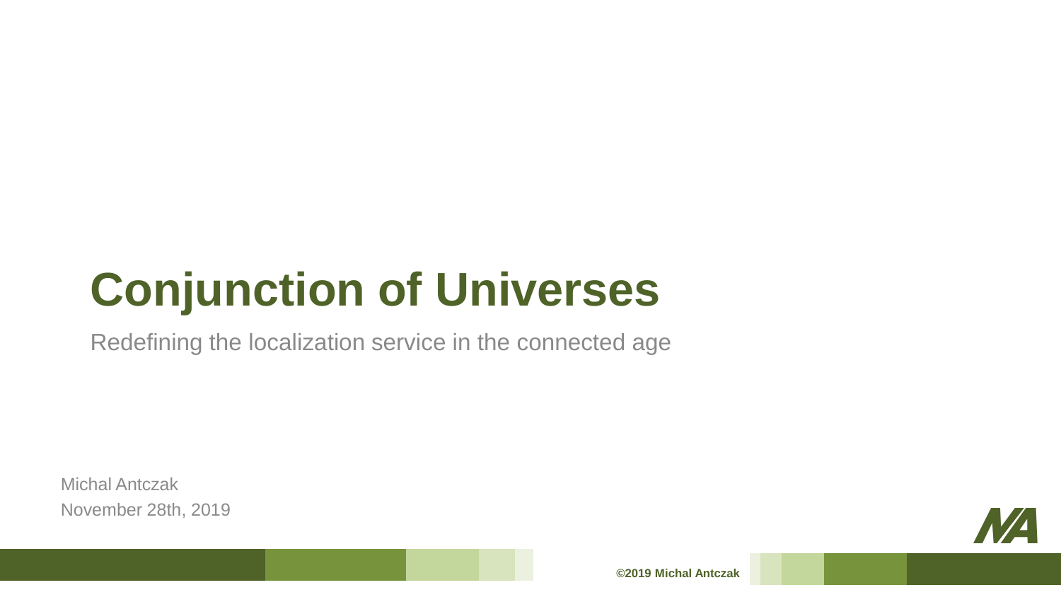# Conjunction of Universes

Redefining the localization service in the connected age

Michal Antczak
November 28th, 2019

©2019 Michal Antczak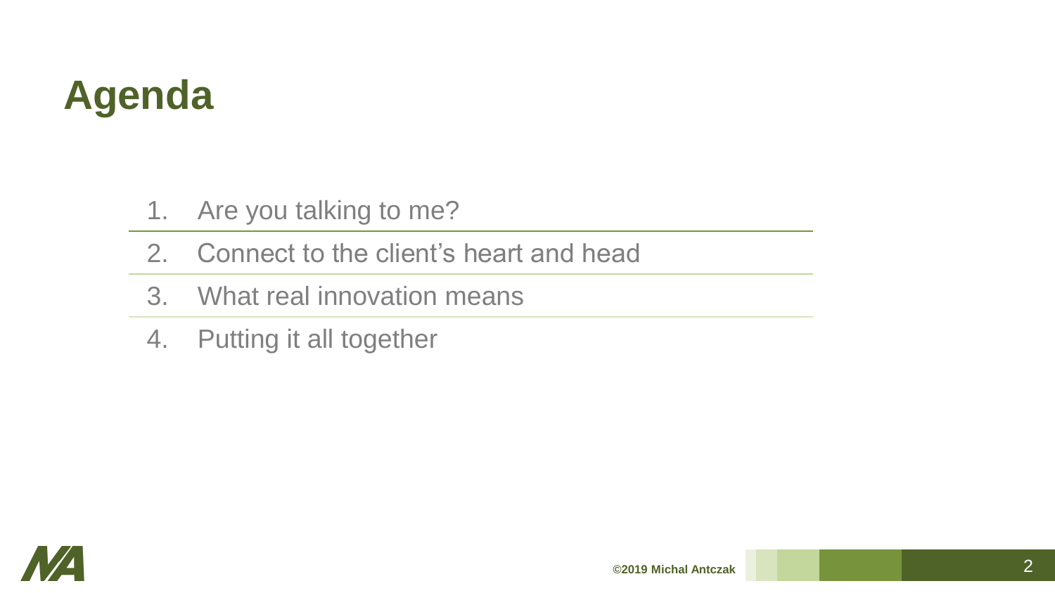# Agenda

1. Are you talking to me?
2. Connect to the client's heart and head
3. What real innovation means
4. Putting it all together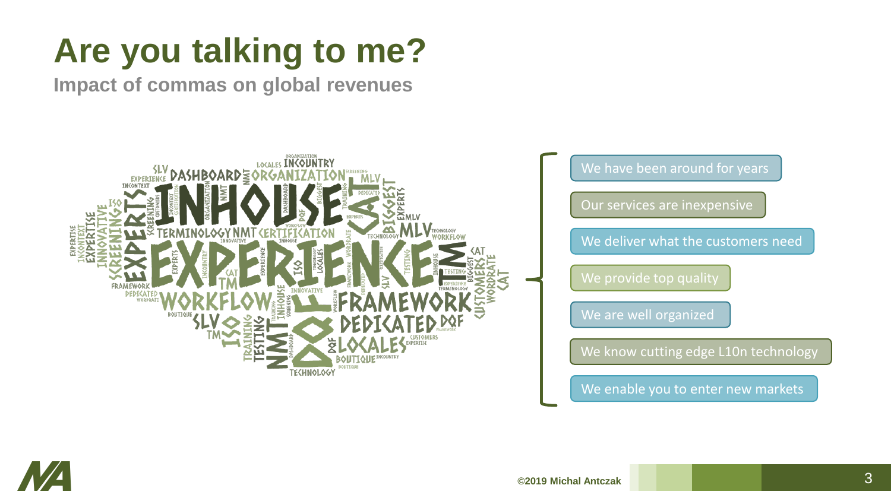# Are you talking to me?

**Impact of commas on global revenues**

- We have been around for years
- Our services are inexpensive
- We deliver what the customers need
- We provide top quality
- We are well organized
- We know cutting edge L10n technology
- We enable you to enter new markets

©2019 Michal Antczak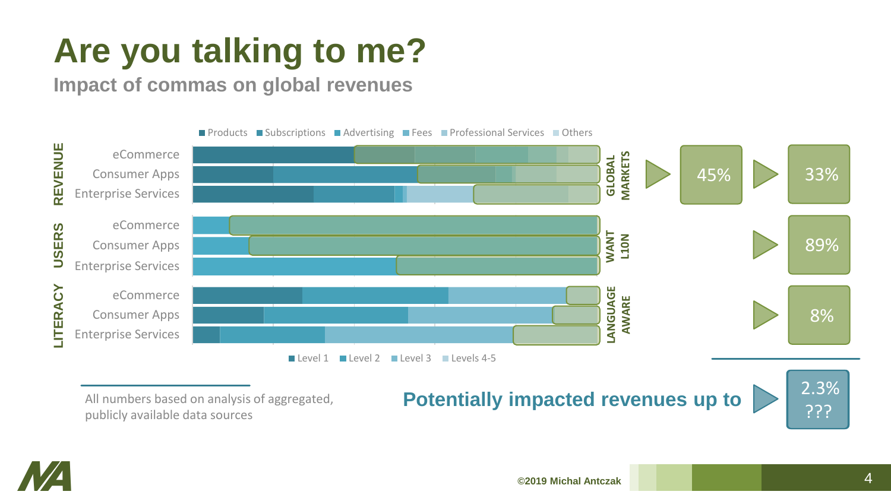# Are you talking to me?

## Impact of commas on global revenues

Products | Subscriptions | Advertising | Fees | Professional Services | Others

**REVENUE**
- eCommerce
- Consumer Apps
- Enterprise Services

**GLOBAL MARKETS** ▶ 45% ▶ 33%

**USERS**
- eCommerce
- Consumer Apps
- Enterprise Services

**WANT L10N** ▶ 89%

**LITERACY**
- eCommerce
- Consumer Apps
- Enterprise Services

**LANGUAGE AWARE** ▶ 8%

Level 1 | Level 2 | Level 3 | Levels 4-5

All numbers based on analysis of aggregated, publicly available data sources

**Potentially impacted revenues up to** ▶ 2.3% ???

©2019 Michal Antczak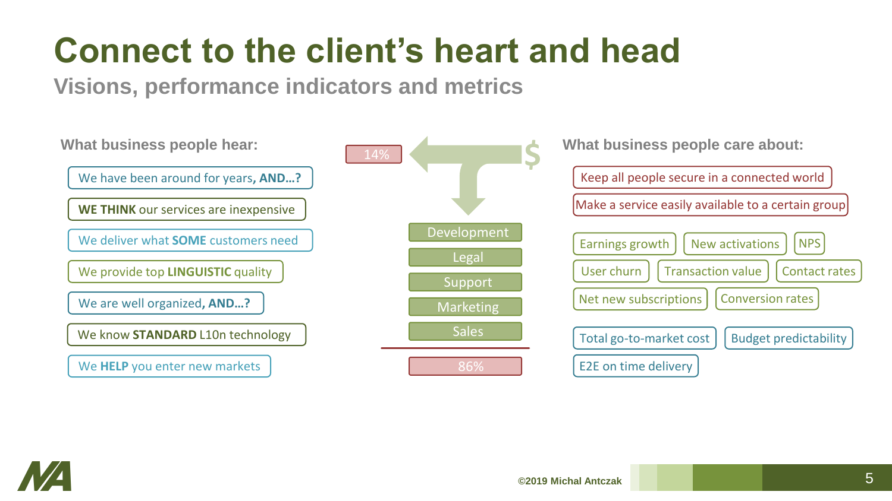# Connect to the client's heart and head

## Visions, performance indicators and metrics

**What business people hear:**

- We have been around for years**, AND…?**
- **WE THINK** our services are inexpensive
- We deliver what **SOME** customers need
- We provide top **LINGUISTIC** quality
- We are well organized**, AND…?**
- We know **STANDARD** L10n technology
- We **HELP** you enter new markets

14%

$

- Development
- Legal
- Support
- Marketing
- Sales

86%

**What business people care about:**

- Keep all people secure in a connected world
- Make a service easily available to a certain group

- Earnings growth
- New activations
- NPS
- User churn
- Transaction value
- Contact rates
- Net new subscriptions
- Conversion rates

- Total go-to-market cost
- Budget predictability
- E2E on time delivery

©2019 Michal Antczak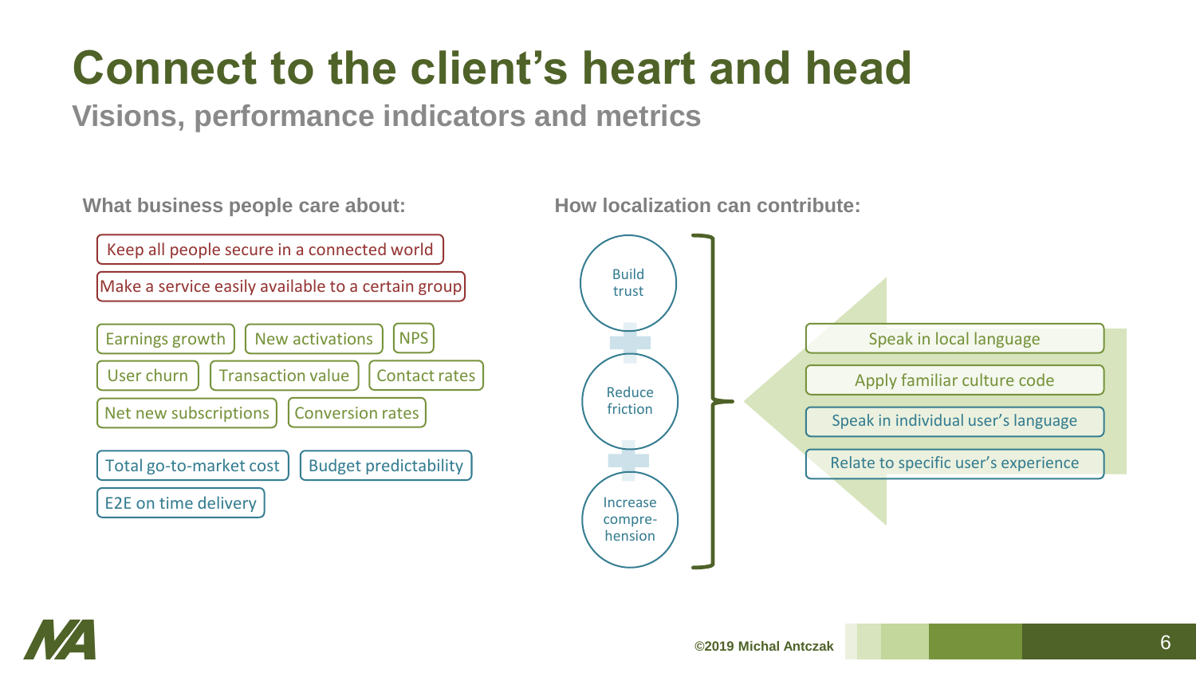# Connect to the client's heart and head

## Visions, performance indicators and metrics

**What business people care about:**

- Keep all people secure in a connected world
- Make a service easily available to a certain group

- Earnings growth
- New activations
- NPS
- User churn
- Transaction value
- Contact rates
- Net new subscriptions
- Conversion rates

- Total go-to-market cost
- Budget predictability
- E2E on time delivery

**How localization can contribute:**

- Build trust
- Reduce friction
- Increase compre-hension

- Speak in local language
- Apply familiar culture code
- Speak in individual user's language
- Relate to specific user's experience

©2019 Michal Antczak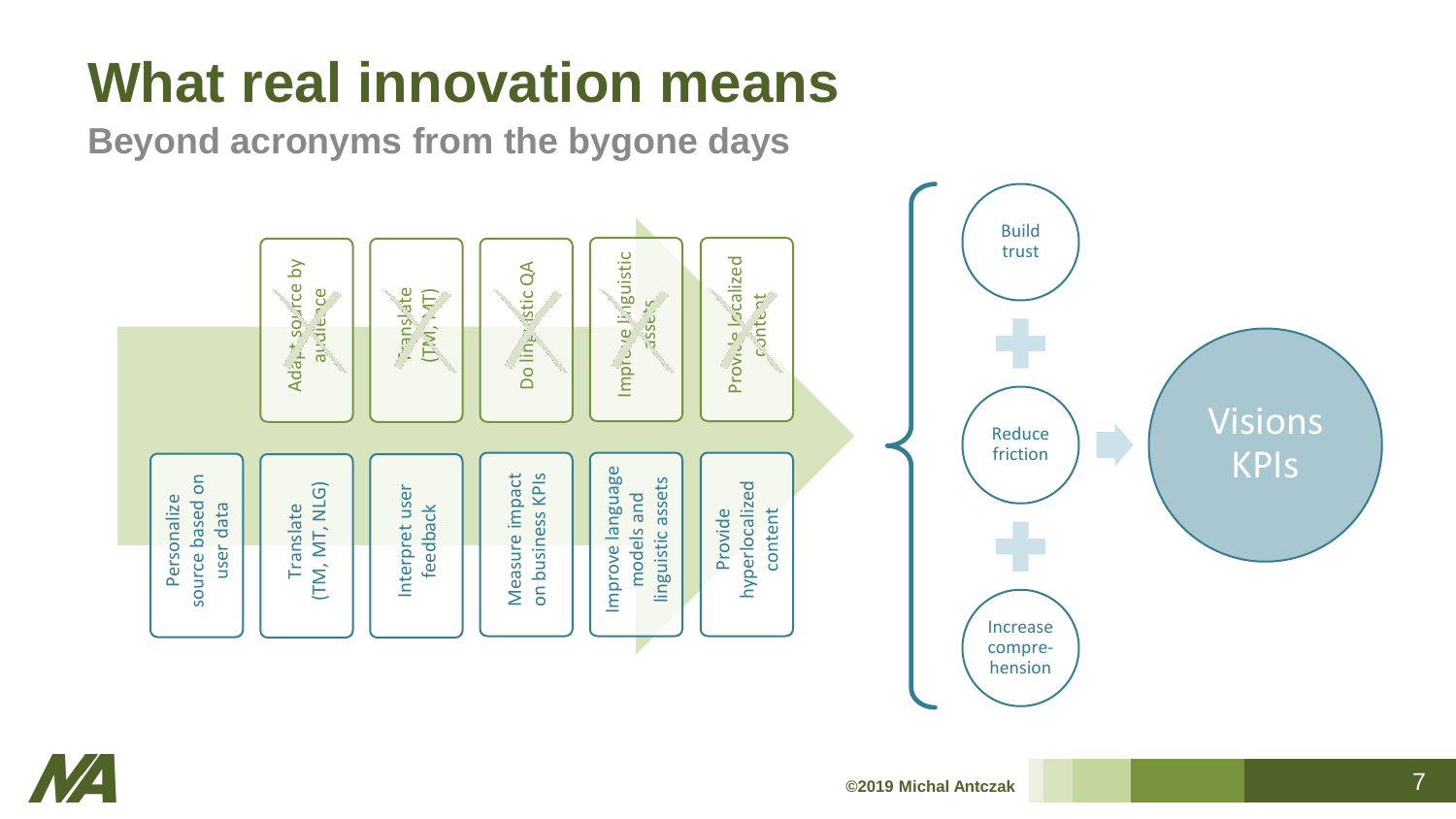# What real innovation means

## Beyond acronyms from the bygone days

~~Adapt source by audience~~

~~Translate (TM, MT)~~

~~Do linguistic QA~~

~~Improve linguistic assets~~

~~Provide localized content~~

Personalize source based on user data

Translate (TM, MT, NLG)

Interpret user feedback

Measure impact on business KPIs

Improve language models and linguistic assets

Provide hyperlocalized content

Build trust + Reduce friction + Increase compre-hension → Visions KPIs

©2019 Michal Antczak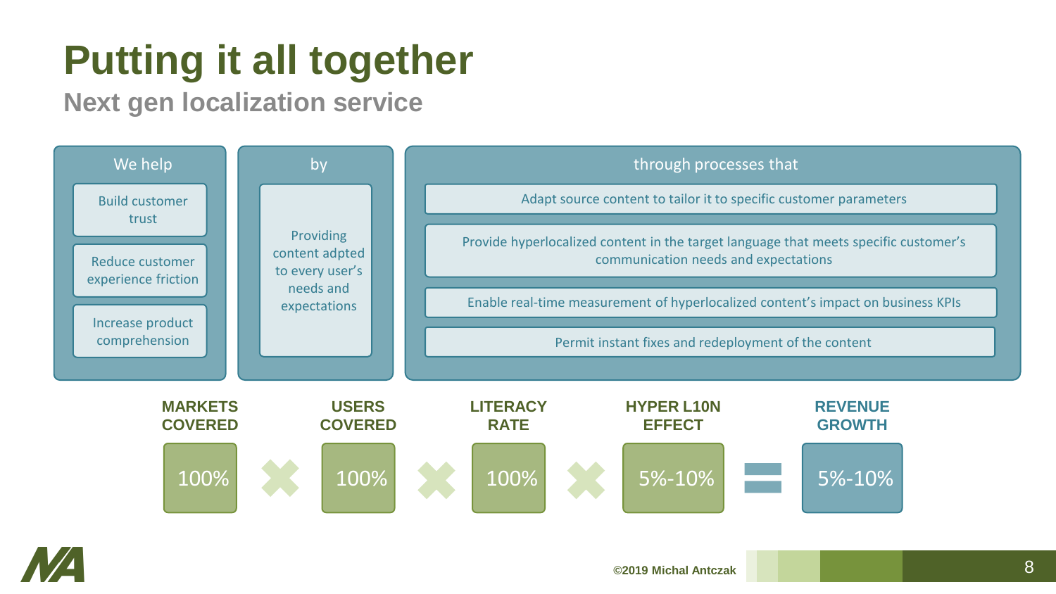# Putting it all together

## Next gen localization service

| We help | by | through processes that |
| --- | --- | --- |
| Build customer trust | Providing content adpted to every user's needs and expectations | Adapt source content to tailor it to specific customer parameters |
| Reduce customer experience friction | | Provide hyperlocalized content in the target language that meets specific customer's communication needs and expectations |
| Increase product comprehension | | Enable real-time measurement of hyperlocalized content's impact on business KPIs |
| | | Permit instant fixes and redeployment of the content |

| MARKETS COVERED | | USERS COVERED | | LITERACY RATE | | HYPER L10N EFFECT | | REVENUE GROWTH |
| --- | --- | --- | --- | --- | --- | --- | --- | --- |
| 100% | × | 100% | × | 100% | × | 5%-10% | = | 5%-10% |

©2019 Michal Antczak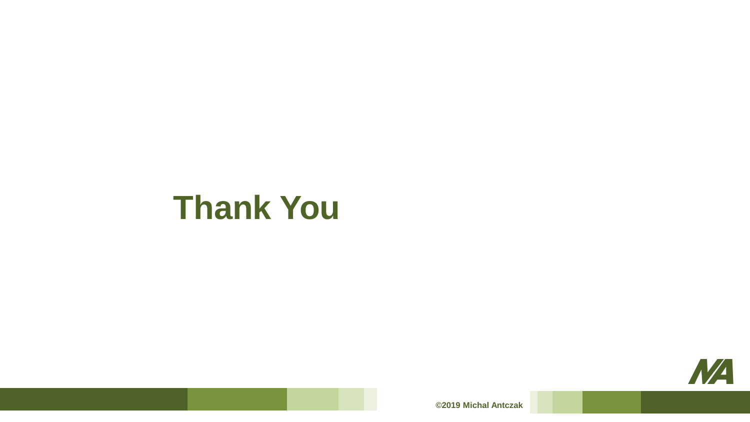# Thank You

©2019 Michal Antczak